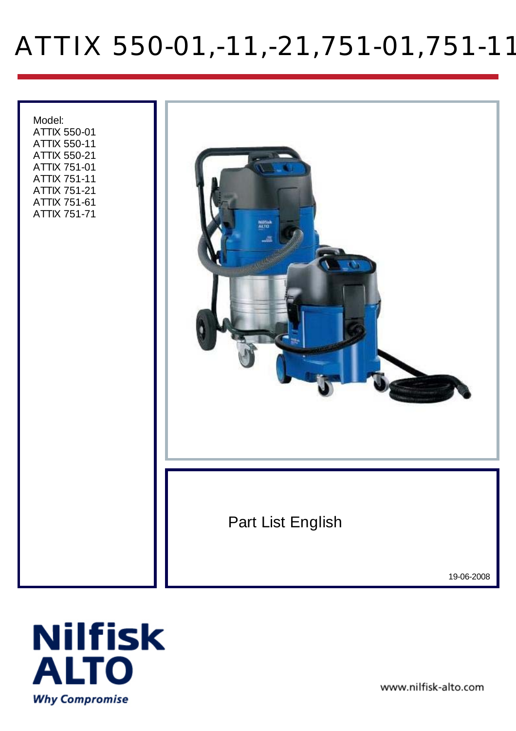# ATTIX 550-01,-11,-21,751-01,751-11

Model:
ATTIX 550-01
ATTIX 550-11
ATTIX 550-21
ATTIX 751-01
ATTIX 751-11
ATTIX 751-21
ATTIX 751-61
ATTIX 751-71

Part List English

19-06-2008

Nilfisk ALTO
*Why Compromise*

www.nilfisk-alto.com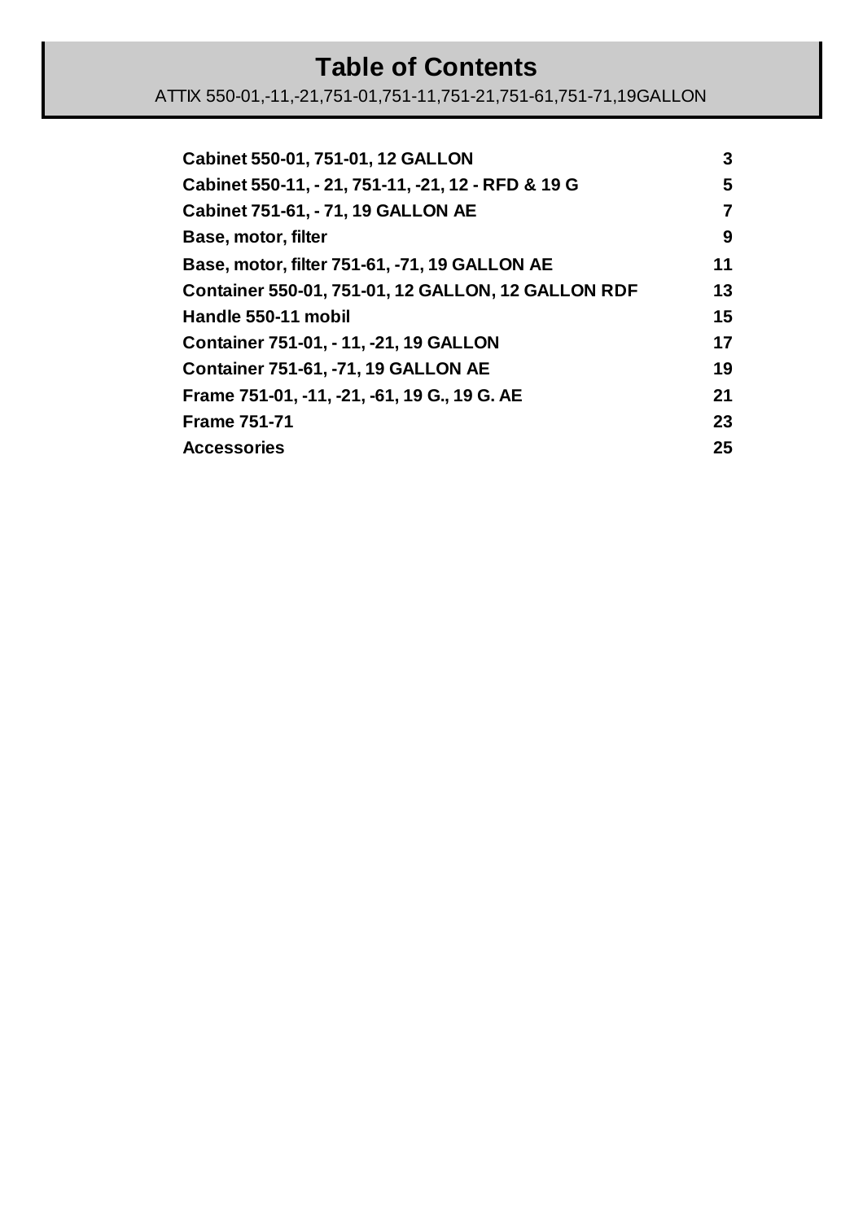# Table of Contents

ATTIX 550-01,-11,-21,751-01,751-11,751-21,751-61,751-71,19GALLON

| | |
|---|---|
| **Cabinet 550-01, 751-01, 12 GALLON** | **3** |
| **Cabinet 550-11, - 21, 751-11, -21, 12 - RFD & 19 G** | **5** |
| **Cabinet 751-61, - 71, 19 GALLON AE** | **7** |
| **Base, motor, filter** | **9** |
| **Base, motor, filter 751-61, -71, 19 GALLON AE** | **11** |
| **Container 550-01, 751-01, 12 GALLON, 12 GALLON RDF** | **13** |
| **Handle 550-11 mobil** | **15** |
| **Container 751-01, - 11, -21, 19 GALLON** | **17** |
| **Container 751-61, -71, 19 GALLON AE** | **19** |
| **Frame 751-01, -11, -21, -61, 19 G., 19 G. AE** | **21** |
| **Frame 751-71** | **23** |
| **Accessories** | **25** |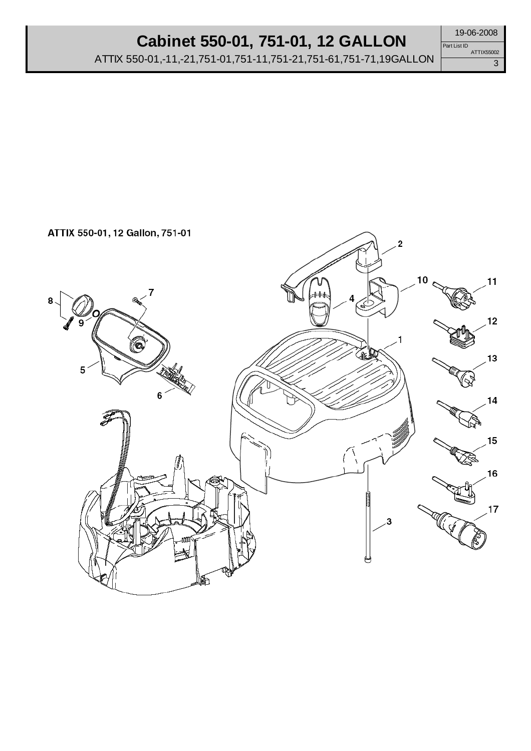# Cabinet 550-01, 751-01, 12 GALLON

ATTIX 550-01,-11,-21,751-01,751-11,751-21,751-61,751-71,19GALLON

19-06-2008

Part List ID ATTIX55002

**ATTIX 550-01, 12 Gallon, 751-01**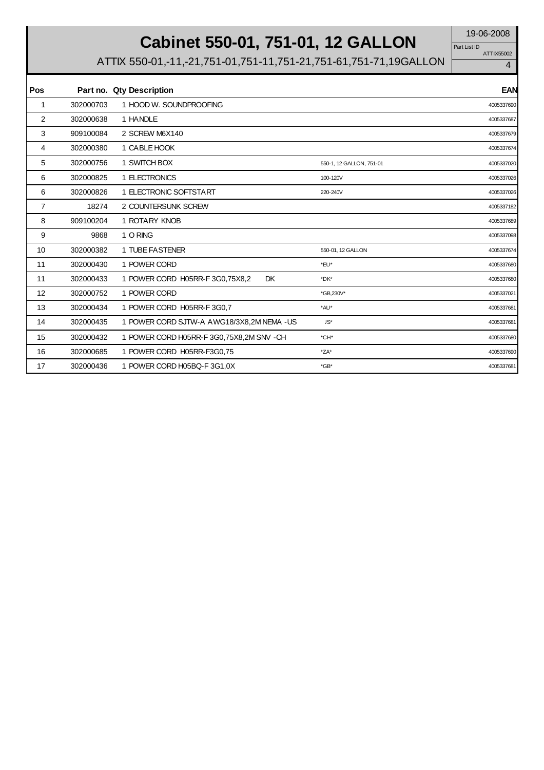# Cabinet 550-01, 751-01, 12 GALLON

ATTIX 550-01,-11,-21,751-01,751-11,751-21,751-61,751-71,19GALLON

19-06-2008

Part List ID ATTIX55002

| Pos | Part no. | Qty | Description | | EAN |
|---|---|---|---|---|---|
| 1 | 302000703 | 1 | HOOD W. SOUNDPROOFING | | 4005337690 |
| 2 | 302000638 | 1 | HANDLE | | 4005337687 |
| 3 | 909100084 | 2 | SCREW M6X140 | | 4005337679 |
| 4 | 302000380 | 1 | CABLE HOOK | | 4005337674 |
| 5 | 302000756 | 1 | SWITCH BOX | 550-1, 12 GALLON, 751-01 | 4005337020 |
| 6 | 302000825 | 1 | ELECTRONICS | 100-120V | 4005337026 |
| 6 | 302000826 | 1 | ELECTRONIC SOFTSTART | 220-240V | 4005337026 |
| 7 | 18274 | 2 | COUNTERSUNK SCREW | | 4005337182 |
| 8 | 909100204 | 1 | ROTARY KNOB | | 4005337689 |
| 9 | 9868 | 1 | O RING | | 4005337098 |
| 10 | 302000382 | 1 | TUBE FASTENER | 550-01, 12 GALLON | 4005337674 |
| 11 | 302000430 | 1 | POWER CORD | *EU* | 4005337680 |
| 11 | 302000433 | 1 | POWER CORD H05RR-F 3G0,75X8,2 DK | *DK* | 4005337680 |
| 12 | 302000752 | 1 | POWER CORD | *GB,230V* | 4005337021 |
| 13 | 302000434 | 1 | POWER CORD H05RR-F 3G0,7 | *AU* | 4005337681 |
| 14 | 302000435 | 1 | POWER CORD SJTW-A AWG18/3X8,2M NEMA -US | JS* | 4005337681 |
| 15 | 302000432 | 1 | POWER CORD H05RR-F 3G0,75X8,2M SNV -CH | *CH* | 4005337680 |
| 16 | 302000685 | 1 | POWER CORD H05RR-F3G0,75 | *ZA* | 4005337690 |
| 17 | 302000436 | 1 | POWER CORD H05BQ-F 3G1,0X | *GB* | 4005337681 |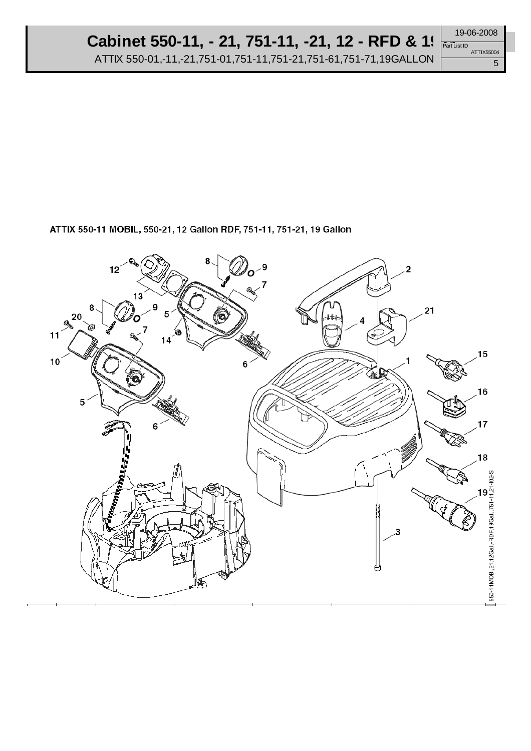# Cabinet 550-11, - 21, 751-11, -21, 12 - RFD & 19

ATTIX 550-01,-11,-21,751-01,751-11,751-21,751-61,751-71,19GALLON

19-06-2008

Part List ID ATTIX55004

**ATTIX 550-11 MOBIL, 550-21, 12 Gallon RDF, 751-11, 751-21, 19 Gallon**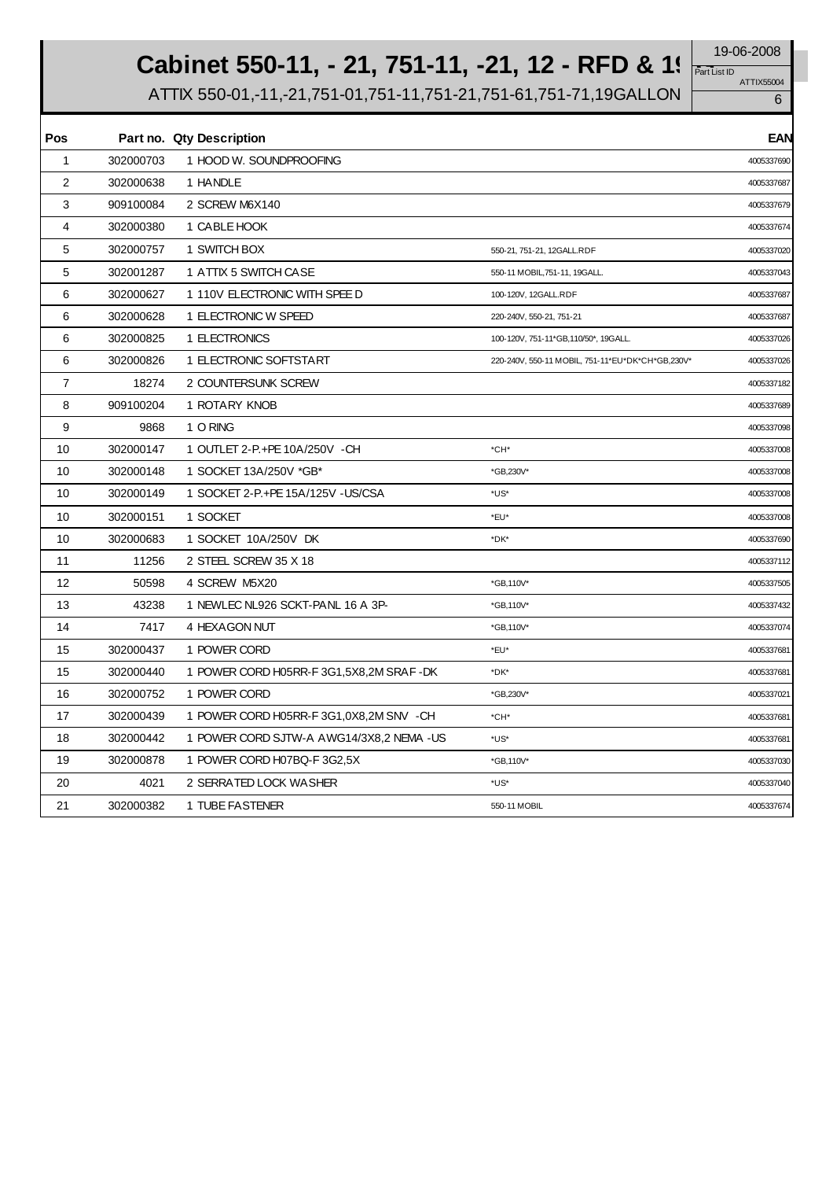# Cabinet 550-11, - 21, 751-11, -21, 12 - RFD & 19

ATTIX 550-01,-11,-21,751-01,751-11,751-21,751-61,751-71,19GALLON

19-06-2008
Part List ID ATTIX55004

| Pos | Part no. | Qty | Description | | EAN |
|---|---|---|---|---|---|
| 1 | 302000703 | 1 | HOOD W. SOUNDPROOFING | | 4005337690 |
| 2 | 302000638 | 1 | HANDLE | | 4005337687 |
| 3 | 909100084 | 2 | SCREW M6X140 | | 4005337679 |
| 4 | 302000380 | 1 | CABLE HOOK | | 4005337674 |
| 5 | 302000757 | 1 | SWITCH BOX | 550-21, 751-21, 12GALL.RDF | 4005337020 |
| 5 | 302001287 | 1 | ATTIX 5 SWITCH CASE | 550-11 MOBIL,751-11, 19GALL. | 4005337043 |
| 6 | 302000627 | 1 | 110V ELECTRONIC WITH SPEE D | 100-120V, 12GALL.RDF | 4005337687 |
| 6 | 302000628 | 1 | ELECTRONIC W SPEED | 220-240V, 550-21, 751-21 | 4005337687 |
| 6 | 302000825 | 1 | ELECTRONICS | 100-120V, 751-11*GB,110/50*, 19GALL. | 4005337026 |
| 6 | 302000826 | 1 | ELECTRONIC SOFTSTART | 220-240V, 550-11 MOBIL, 751-11*EU*DK*CH*GB,230V* | 4005337026 |
| 7 | 18274 | 2 | COUNTERSUNK SCREW | | 4005337182 |
| 8 | 909100204 | 1 | ROTARY KNOB | | 4005337689 |
| 9 | 9868 | 1 | O RING | | 4005337098 |
| 10 | 302000147 | 1 | OUTLET 2-P.+PE 10A/250V -CH | *CH* | 4005337008 |
| 10 | 302000148 | 1 | SOCKET 13A/250V *GB* | *GB,230V* | 4005337008 |
| 10 | 302000149 | 1 | SOCKET 2-P.+PE 15A/125V -US/CSA | *US* | 4005337008 |
| 10 | 302000151 | 1 | SOCKET | *EU* | 4005337008 |
| 10 | 302000683 | 1 | SOCKET 10A/250V DK | *DK* | 4005337690 |
| 11 | 11256 | 2 | STEEL SCREW 35 X 18 | | 4005337112 |
| 12 | 50598 | 4 | SCREW M5X20 | *GB,110V* | 4005337505 |
| 13 | 43238 | 1 | NEWLEC NL926 SCKT-PANL 16 A 3P- | *GB,110V* | 4005337432 |
| 14 | 7417 | 4 | HEXAGON NUT | *GB,110V* | 4005337074 |
| 15 | 302000437 | 1 | POWER CORD | *EU* | 4005337681 |
| 15 | 302000440 | 1 | POWER CORD H05RR-F 3G1,5X8,2M SRAF -DK | *DK* | 4005337681 |
| 16 | 302000752 | 1 | POWER CORD | *GB,230V* | 4005337021 |
| 17 | 302000439 | 1 | POWER CORD H05RR-F 3G1,0X8,2M SNV -CH | *CH* | 4005337681 |
| 18 | 302000442 | 1 | POWER CORD SJTW-A AWG14/3X8,2 NEMA -US | *US* | 4005337681 |
| 19 | 302000878 | 1 | POWER CORD H07BQ-F 3G2,5X | *GB,110V* | 4005337030 |
| 20 | 4021 | 2 | SERRATED LOCK WASHER | *US* | 4005337040 |
| 21 | 302000382 | 1 | TUBE FASTENER | 550-11 MOBIL | 4005337674 |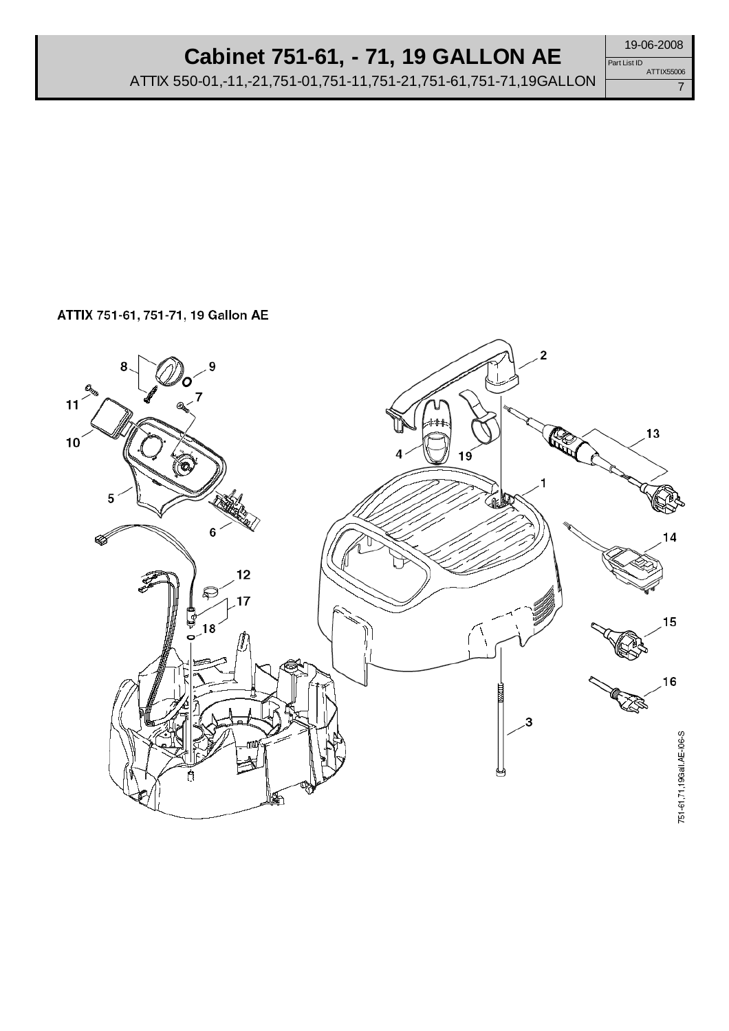# Cabinet 751-61, - 71, 19 GALLON AE

ATTIX 550-01,-11,-21,751-01,751-11,751-21,751-61,751-71,19GALLON

19-06-2008

Part List ID ATTIX55006

ATTIX 751-61, 751-71, 19 Gallon AE

1 2 3 4 5 6 7 8 9 10 11 12 13 14 15 16 17 18 19

751-61,71,19Gall.AE-I06-S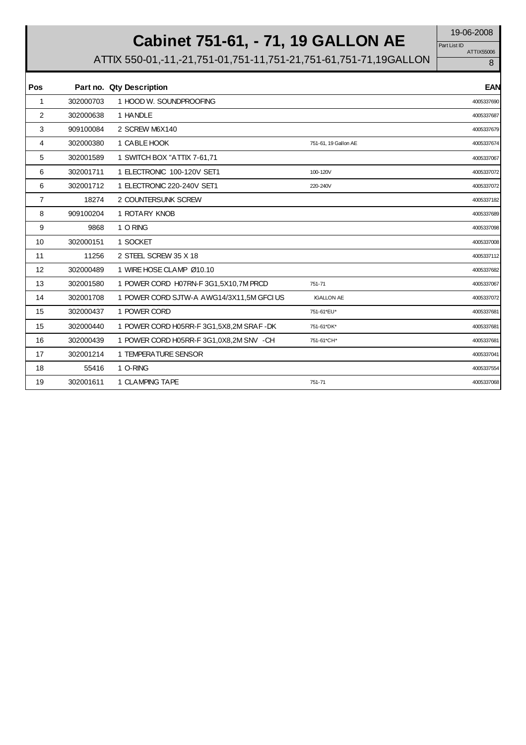# Cabinet 751-61, - 71, 19 GALLON AE

ATTIX 550-01,-11,-21,751-01,751-11,751-21,751-61,751-71,19GALLON

19-06-2008

Part List ID ATTIX55006

8

| Pos | Part no. | Qty | Description | | EAN |
|---|---|---|---|---|---|
| 1 | 302000703 | 1 | HOOD W. SOUNDPROOFING | | 4005337690 |
| 2 | 302000638 | 1 | HANDLE | | 4005337687 |
| 3 | 909100084 | 2 | SCREW M6X140 | | 4005337679 |
| 4 | 302000380 | 1 | CABLE HOOK | 751-61, 19 Gallon AE | 4005337674 |
| 5 | 302001589 | 1 | SWITCH BOX "ATTIX 7-61,71 | | 4005337067 |
| 6 | 302001711 | 1 | ELECTRONIC 100-120V SET1 | 100-120V | 4005337072 |
| 6 | 302001712 | 1 | ELECTRONIC 220-240V SET1 | 220-240V | 4005337072 |
| 7 | 18274 | 2 | COUNTERSUNK SCREW | | 4005337182 |
| 8 | 909100204 | 1 | ROTARY KNOB | | 4005337689 |
| 9 | 9868 | 1 | O RING | | 4005337098 |
| 10 | 302000151 | 1 | SOCKET | | 4005337008 |
| 11 | 11256 | 2 | STEEL SCREW 35 X 18 | | 4005337112 |
| 12 | 302000489 | 1 | WIRE HOSE CLAMP Ø10.10 | | 4005337682 |
| 13 | 302001580 | 1 | POWER CORD H07RN-F 3G1,5X10,7M PRCD | 751-71 | 4005337067 |
| 14 | 302001708 | 1 | POWER CORD SJTW-A AWG14/3X11,5M GFCI US | )GALLON AE | 4005337072 |
| 15 | 302000437 | 1 | POWER CORD | 751-61*EU* | 4005337681 |
| 15 | 302000440 | 1 | POWER CORD H05RR-F 3G1,5X8,2M SRAF -DK | 751-61*DK* | 4005337681 |
| 16 | 302000439 | 1 | POWER CORD H05RR-F 3G1,0X8,2M SNV -CH | 751-61*CH* | 4005337681 |
| 17 | 302001214 | 1 | TEMPERATURE SENSOR | | 4005337041 |
| 18 | 55416 | 1 | O-RING | | 4005337554 |
| 19 | 302001611 | 1 | CLAMPING TAPE | 751-71 | 4005337068 |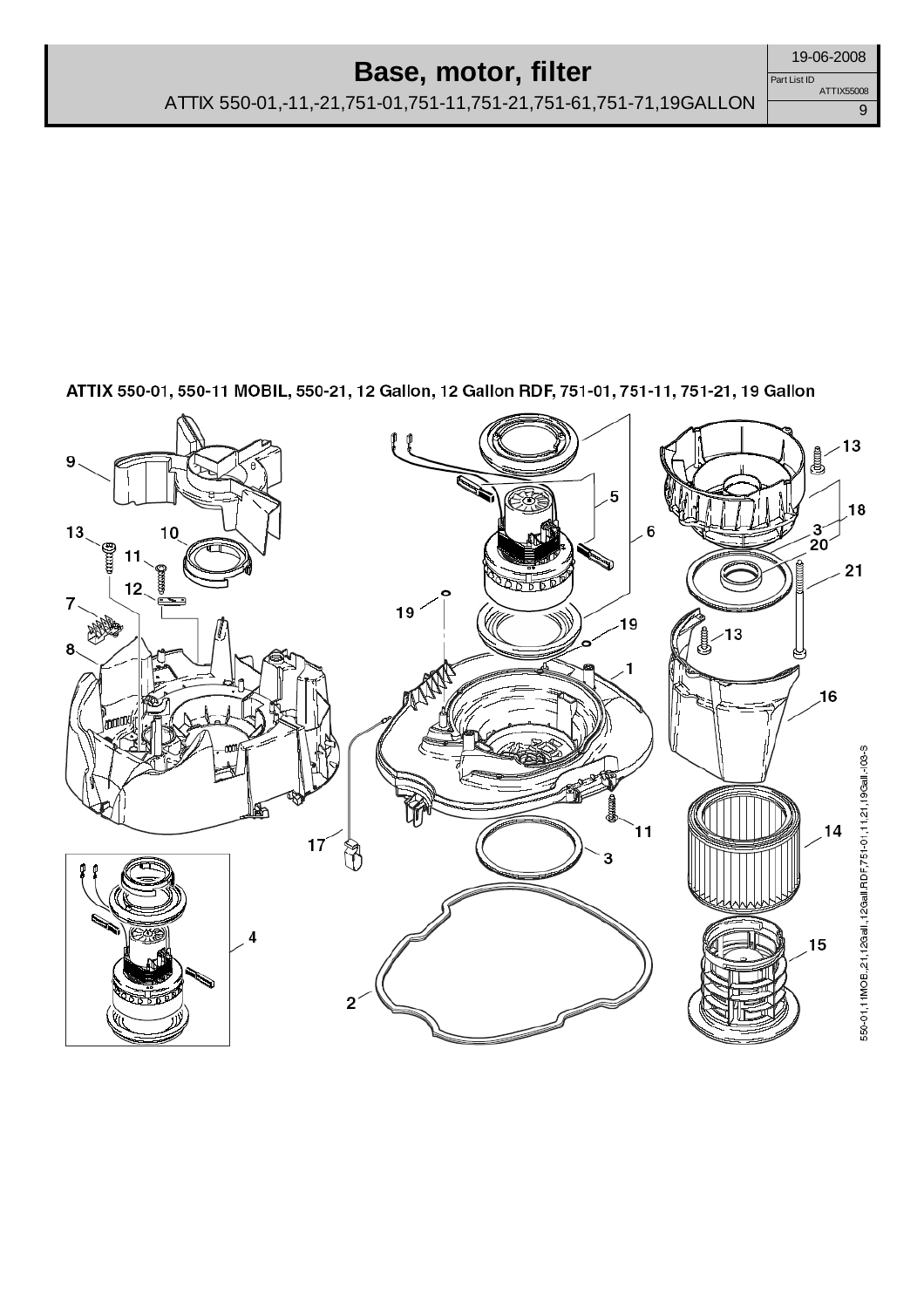# Base, motor, filter

ATTIX 550-01,-11,-21,751-01,751-11,751-21,751-61,751-71,19GALLON

Part List ID ATTIX55008

19-06-2008

**ATTIX 550-01, 550-11 MOBIL, 550-21, 12 Gallon, 12 Gallon RDF, 751-01, 751-11, 751-21, 19 Gallon**

9 13 10 11 12 7 8 19 5 6 19 1 17 3 2 4 13 18 3 20 21 13 16 11 14 15

550-01,11MOB,21,12Gall,12Gall.RDF,751-01,11,21,19Gall.-03-S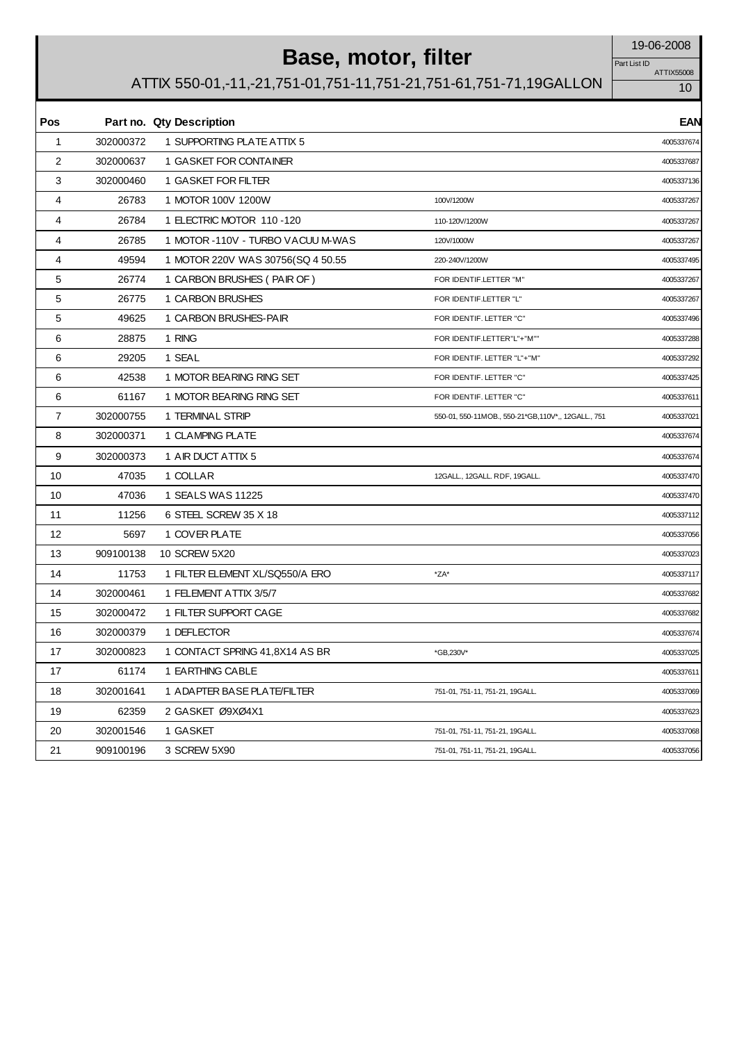# Base, motor, filter

19-06-2008

Part List ID ATTIX55008

## ATTIX 550-01,-11,-21,751-01,751-11,751-21,751-61,751-71,19GALLON

| Pos | Part no. | Qty | Description | | EAN |
|---|---|---|---|---|---|
| 1 | 302000372 | 1 | SUPPORTING PLATE ATTIX 5 | | 4005337674 |
| 2 | 302000637 | 1 | GASKET FOR CONTAINER | | 4005337687 |
| 3 | 302000460 | 1 | GASKET FOR FILTER | | 4005337136 |
| 4 | 26783 | 1 | MOTOR 100V 1200W | 100V/1200W | 4005337267 |
| 4 | 26784 | 1 | ELECTRIC MOTOR 110 -120 | 110-120V/1200W | 4005337267 |
| 4 | 26785 | 1 | MOTOR -110V - TURBO VACUU M-WAS | 120V/1000W | 4005337267 |
| 4 | 49594 | 1 | MOTOR 220V WAS 30756(SQ 4 50.55 | 220-240V/1200W | 4005337495 |
| 5 | 26774 | 1 | CARBON BRUSHES ( PAIR OF ) | FOR IDENTIF.LETTER "M" | 4005337267 |
| 5 | 26775 | 1 | CARBON BRUSHES | FOR IDENTIF.LETTER "L" | 4005337267 |
| 5 | 49625 | 1 | CARBON BRUSHES-PAIR | FOR IDENTIF. LETTER "C" | 4005337496 |
| 6 | 28875 | 1 | RING | FOR IDENTIF.LETTER"L"+"M"" | 4005337288 |
| 6 | 29205 | 1 | SEAL | FOR IDENTIF. LETTER "L"+"M" | 4005337292 |
| 6 | 42538 | 1 | MOTOR BEARING RING SET | FOR IDENTIF. LETTER "C" | 4005337425 |
| 6 | 61167 | 1 | MOTOR BEARING RING SET | FOR IDENTIF. LETTER "C" | 4005337611 |
| 7 | 302000755 | 1 | TERMINAL STRIP | 550-01, 550-11MOB., 550-21*GB,110V*,, 12GALL., 751 | 4005337021 |
| 8 | 302000371 | 1 | CLAMPING PLATE | | 4005337674 |
| 9 | 302000373 | 1 | AIR DUCT ATTIX 5 | | 4005337674 |
| 10 | 47035 | 1 | COLLAR | 12GALL., 12GALL. RDF, 19GALL. | 4005337470 |
| 10 | 47036 | 1 | SEALS WAS 11225 | | 4005337470 |
| 11 | 11256 | 6 | STEEL SCREW 35 X 18 | | 4005337112 |
| 12 | 5697 | 1 | COVER PLATE | | 4005337056 |
| 13 | 909100138 | 10 | SCREW 5X20 | | 4005337023 |
| 14 | 11753 | 1 | FILTER ELEMENT XL/SQ550/A ERO | *ZA* | 4005337117 |
| 14 | 302000461 | 1 | FELEMENT ATTIX 3/5/7 | | 4005337682 |
| 15 | 302000472 | 1 | FILTER SUPPORT CAGE | | 4005337682 |
| 16 | 302000379 | 1 | DEFLECTOR | | 4005337674 |
| 17 | 302000823 | 1 | CONTACT SPRING 41,8X14 AS BR | *GB,230V* | 4005337025 |
| 17 | 61174 | 1 | EARTHING CABLE | | 4005337611 |
| 18 | 302001641 | 1 | ADAPTER BASE PLATE/FILTER | 751-01, 751-11, 751-21, 19GALL. | 4005337069 |
| 19 | 62359 | 2 | GASKET Ø9XØ4X1 | | 4005337623 |
| 20 | 302001546 | 1 | GASKET | 751-01, 751-11, 751-21, 19GALL. | 4005337068 |
| 21 | 909100196 | 3 | SCREW 5X90 | 751-01, 751-11, 751-21, 19GALL. | 4005337056 |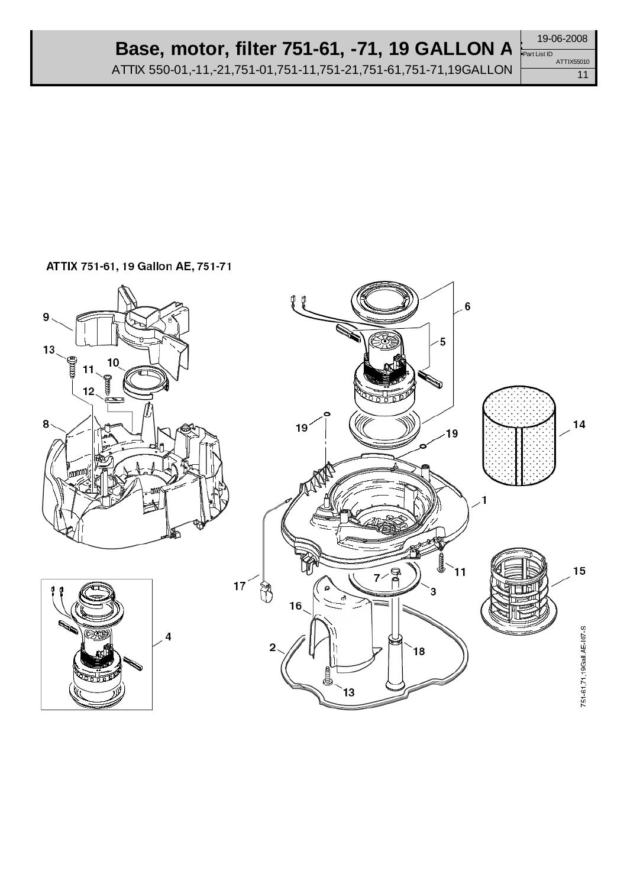# Base, motor, filter 751-61, -71, 19 GALLON A

ATTIX 550-01,-11,-21,751-01,751-11,751-21,751-61,751-71,19GALLON

19-06-2008

Part List ID ATTIX55010

11

ATTIX 751-61, 19 Gallon AE, 751-71

9
13
10
11
12
8
4
6
5
19
19
14
1
17
11
15
7
3
16
2
18
13

751-61,71,19Gall.AE-I07-S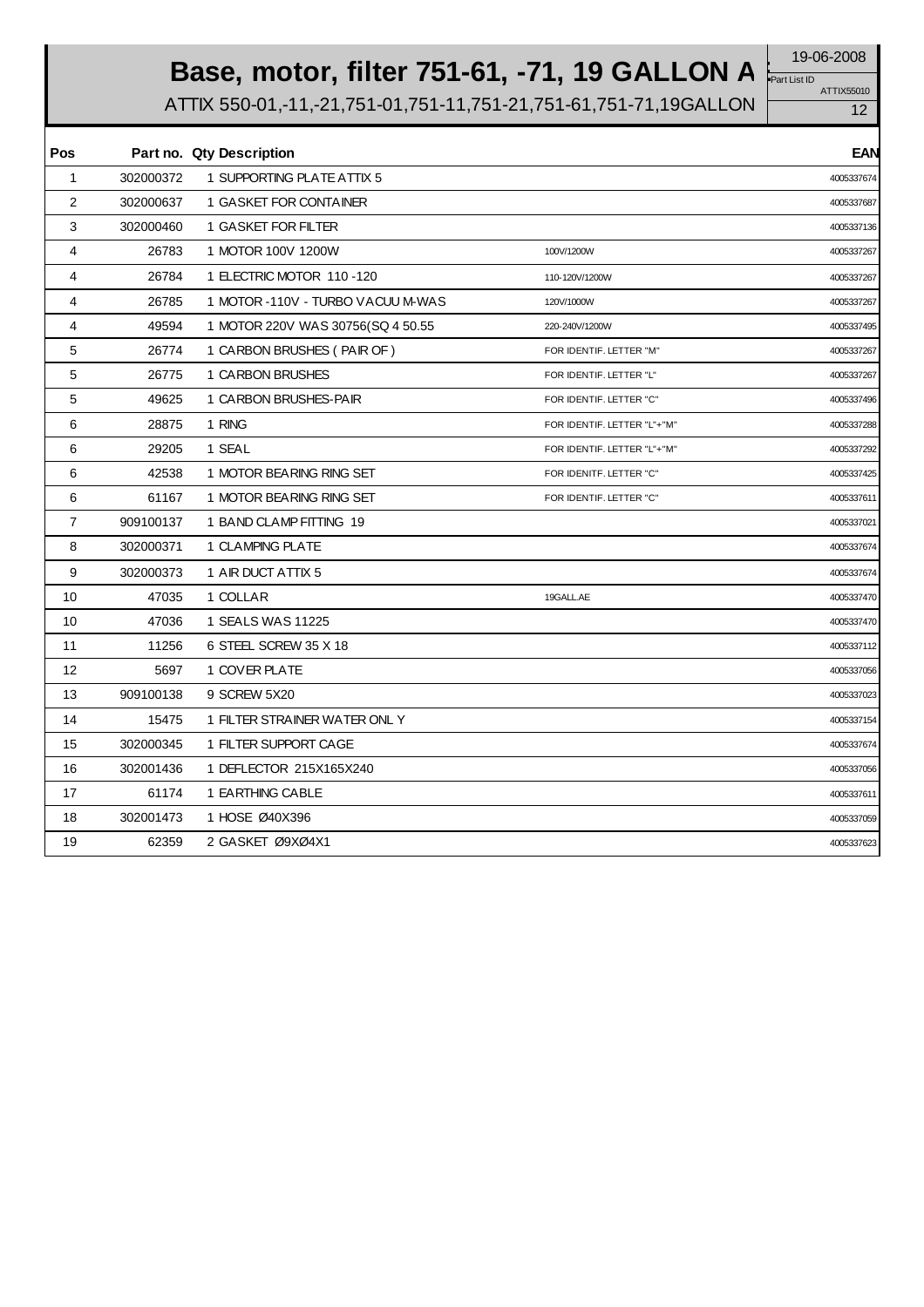# Base, motor, filter 751-61, -71, 19 GALLON A

ATTIX 550-01,-11,-21,751-01,751-11,751-21,751-61,751-71,19GALLON

19-06-2008

Part List ID ATTIX55010

| Pos | Part no. | Qty | Description | | EAN |
|---|---|---|---|---|---|
| 1 | 302000372 | 1 | SUPPORTING PLATE ATTIX 5 | | 4005337674 |
| 2 | 302000637 | 1 | GASKET FOR CONTAINER | | 4005337687 |
| 3 | 302000460 | 1 | GASKET FOR FILTER | | 4005337136 |
| 4 | 26783 | 1 | MOTOR 100V 1200W | 100V/1200W | 4005337267 |
| 4 | 26784 | 1 | ELECTRIC MOTOR 110 -120 | 110-120V/1200W | 4005337267 |
| 4 | 26785 | 1 | MOTOR -110V - TURBO VACUU M-WAS | 120V/1000W | 4005337267 |
| 4 | 49594 | 1 | MOTOR 220V WAS 30756(SQ 4 50.55 | 220-240V/1200W | 4005337495 |
| 5 | 26774 | 1 | CARBON BRUSHES ( PAIR OF ) | FOR IDENTIF. LETTER "M" | 4005337267 |
| 5 | 26775 | 1 | CARBON BRUSHES | FOR IDENTIF. LETTER "L" | 4005337267 |
| 5 | 49625 | 1 | CARBON BRUSHES-PAIR | FOR IDENTIF. LETTER "C" | 4005337496 |
| 6 | 28875 | 1 | RING | FOR IDENTIF. LETTER "L"+"M" | 4005337288 |
| 6 | 29205 | 1 | SEAL | FOR IDENTIF. LETTER "L"+"M" | 4005337292 |
| 6 | 42538 | 1 | MOTOR BEARING RING SET | FOR IDENITF. LETTER "C" | 4005337425 |
| 6 | 61167 | 1 | MOTOR BEARING RING SET | FOR IDENTIF. LETTER "C" | 4005337611 |
| 7 | 909100137 | 1 | BAND CLAMP FITTING 19 | | 4005337021 |
| 8 | 302000371 | 1 | CLAMPING PLATE | | 4005337674 |
| 9 | 302000373 | 1 | AIR DUCT ATTIX 5 | | 4005337674 |
| 10 | 47035 | 1 | COLLAR | 19GALL.AE | 4005337470 |
| 10 | 47036 | 1 | SEALS WAS 11225 | | 4005337470 |
| 11 | 11256 | 6 | STEEL SCREW 35 X 18 | | 4005337112 |
| 12 | 5697 | 1 | COVER PLATE | | 4005337056 |
| 13 | 909100138 | 9 | SCREW 5X20 | | 4005337023 |
| 14 | 15475 | 1 | FILTER STRAINER WATER ONL Y | | 4005337154 |
| 15 | 302000345 | 1 | FILTER SUPPORT CAGE | | 4005337674 |
| 16 | 302001436 | 1 | DEFLECTOR 215X165X240 | | 4005337056 |
| 17 | 61174 | 1 | EARTHING CABLE | | 4005337611 |
| 18 | 302001473 | 1 | HOSE Ø40X396 | | 4005337059 |
| 19 | 62359 | 2 | GASKET Ø9XØ4X1 | | 4005337623 |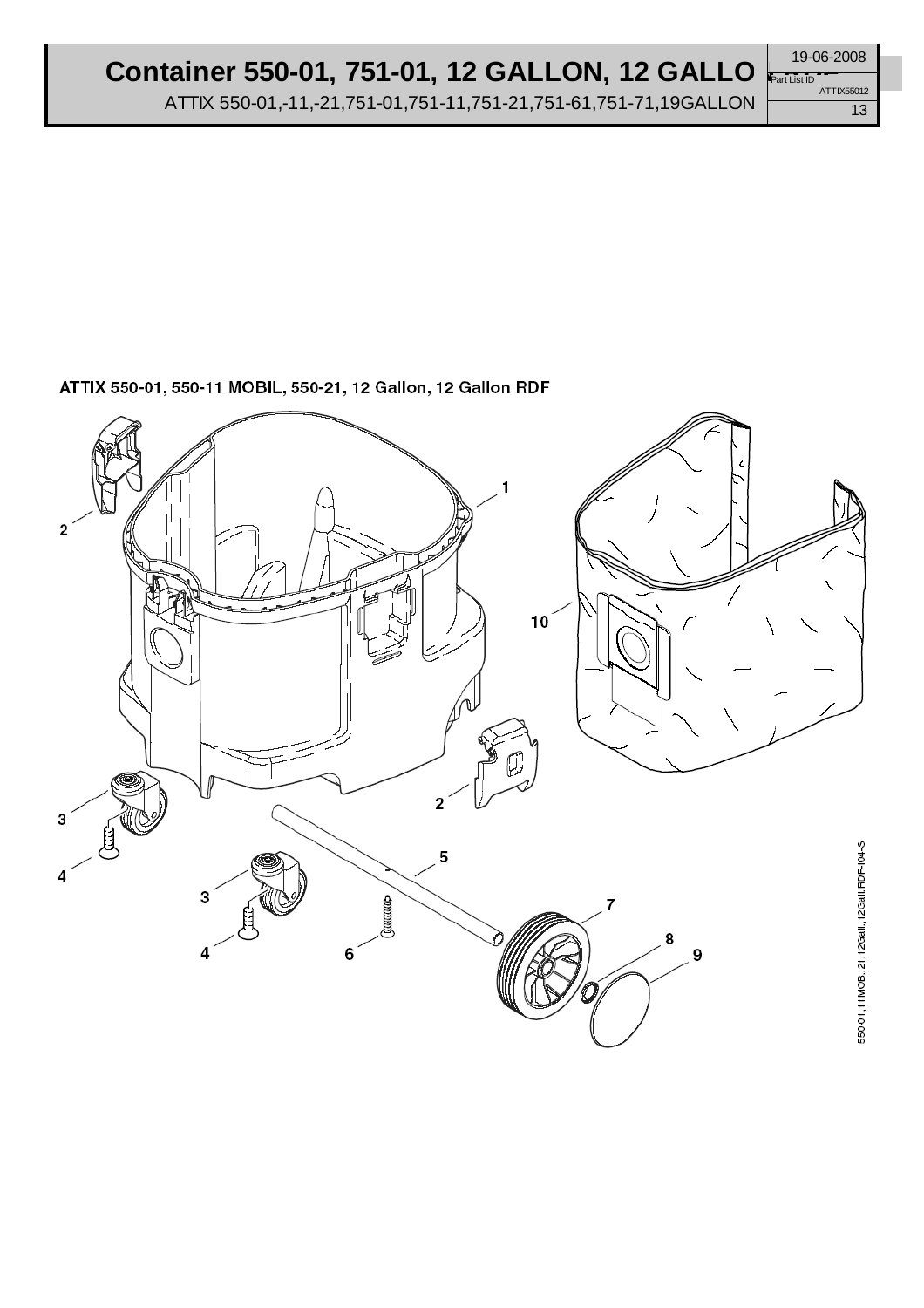# Container 550-01, 751-01, 12 GALLON, 12 GALLO

ATTIX 550-01,-11,-21,751-01,751-11,751-21,751-61,751-71,19GALLON

19-06-2008

Part List ID ATTIX55012

ATTIX 550-01, 550-11 MOBIL, 550-21, 12 Gallon, 12 Gallon RDF

1
2
2
3
3
4
4
5
6
7
8
9
10

550-01,11MOB,,21,12Gall,12Gall.RDF-I04-S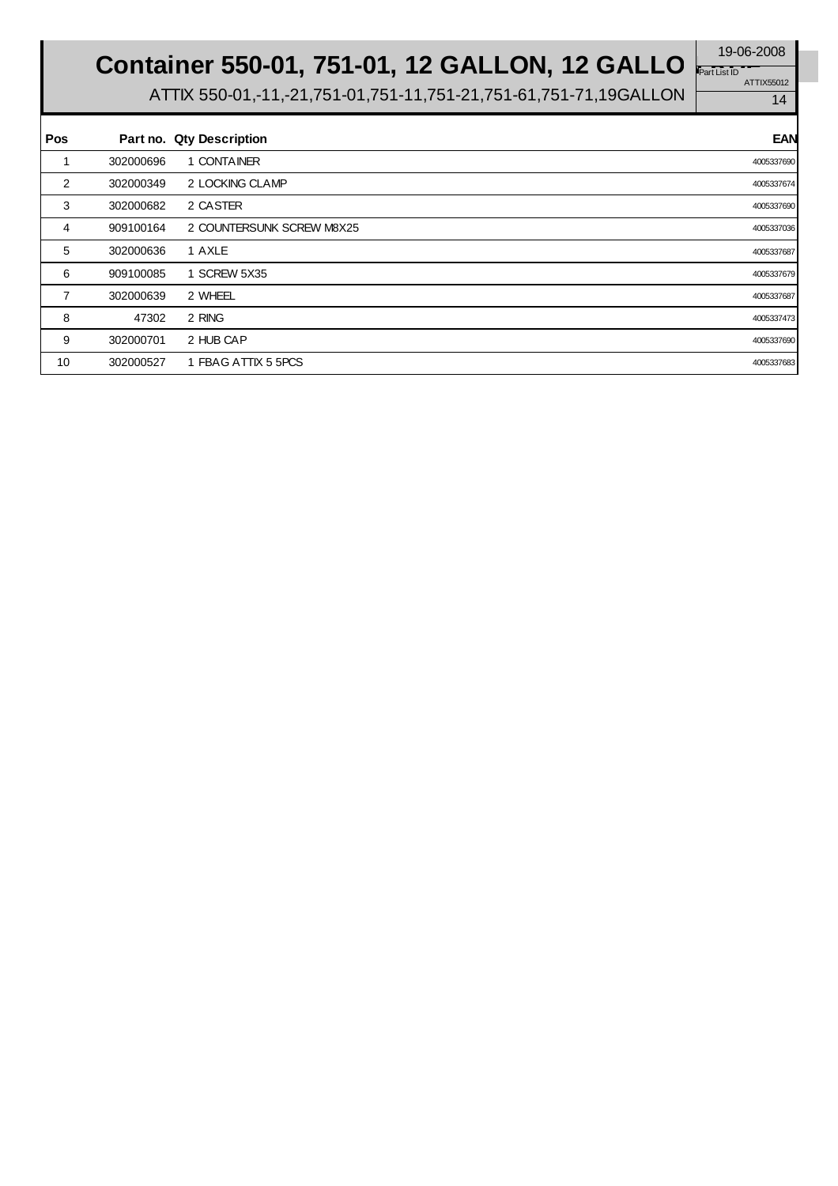# Container 550-01, 751-01, 12 GALLON, 12 GALLO

ATTIX 550-01,-11,-21,751-01,751-11,751-21,751-61,751-71,19GALLON

19-06-2008

Part List ID ATTIX55012

| Pos | Part no. | Qty | Description | EAN |
|---|---|---|---|---|
| 1 | 302000696 | 1 | CONTAINER | 4005337690 |
| 2 | 302000349 | 2 | LOCKING CLAMP | 4005337674 |
| 3 | 302000682 | 2 | CASTER | 4005337690 |
| 4 | 909100164 | 2 | COUNTERSUNK SCREW M8X25 | 4005337036 |
| 5 | 302000636 | 1 | AXLE | 4005337687 |
| 6 | 909100085 | 1 | SCREW 5X35 | 4005337679 |
| 7 | 302000639 | 2 | WHEEL | 4005337687 |
| 8 | 47302 | 2 | RING | 4005337473 |
| 9 | 302000701 | 2 | HUB CAP | 4005337690 |
| 10 | 302000527 | 1 | FBAG ATTIX 5 5PCS | 4005337683 |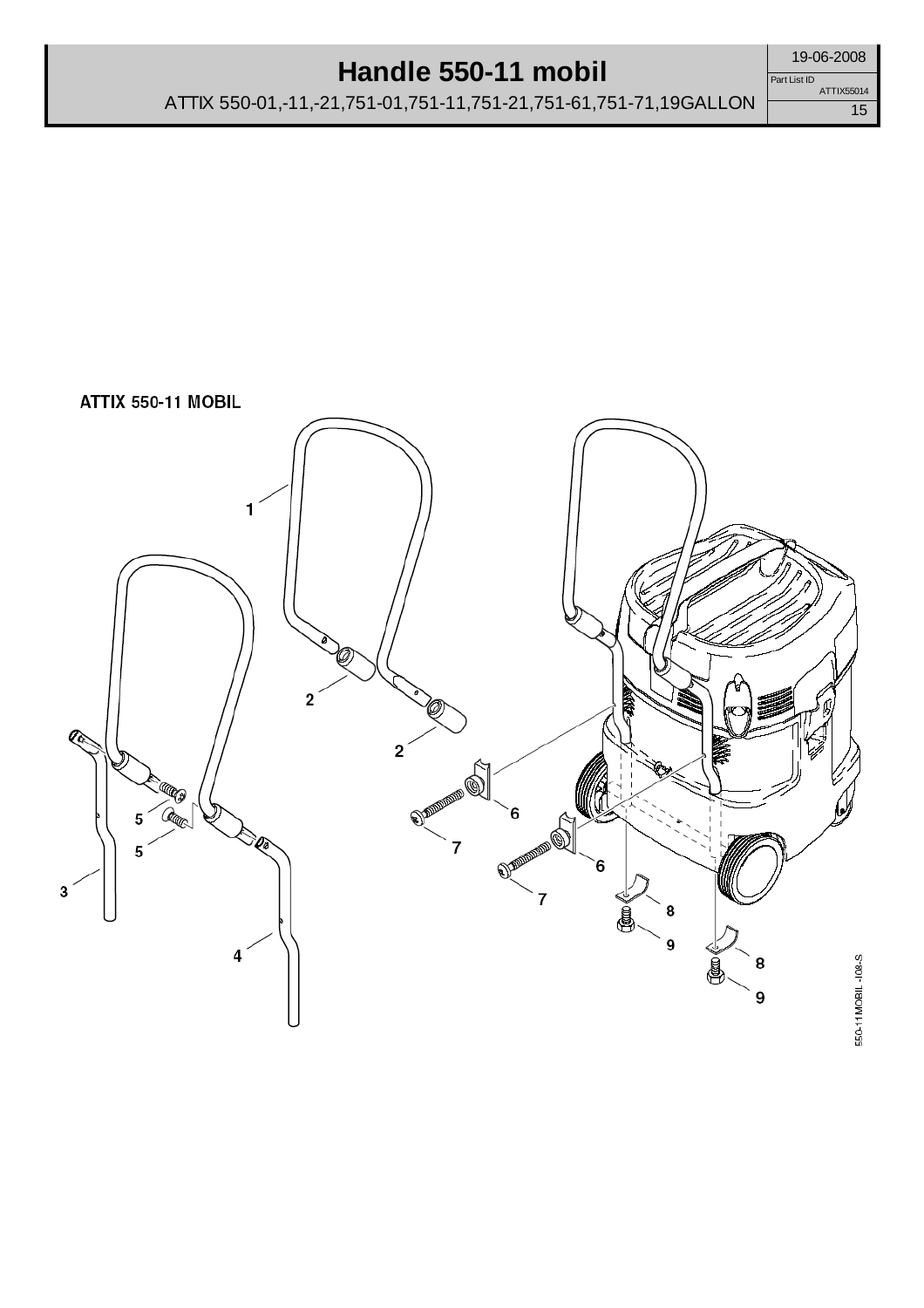# Handle 550-11 mobil

ATTIX 550-01,-11,-21,751-01,751-11,751-21,751-61,751-71,19GALLON

19-06-2008

Part List ID ATTIX55014

ATTIX 550-11 MOBIL

1

2

2

5

5

3

4

6

7

6

7

8

9

8

9

550-11MOBIL-108-S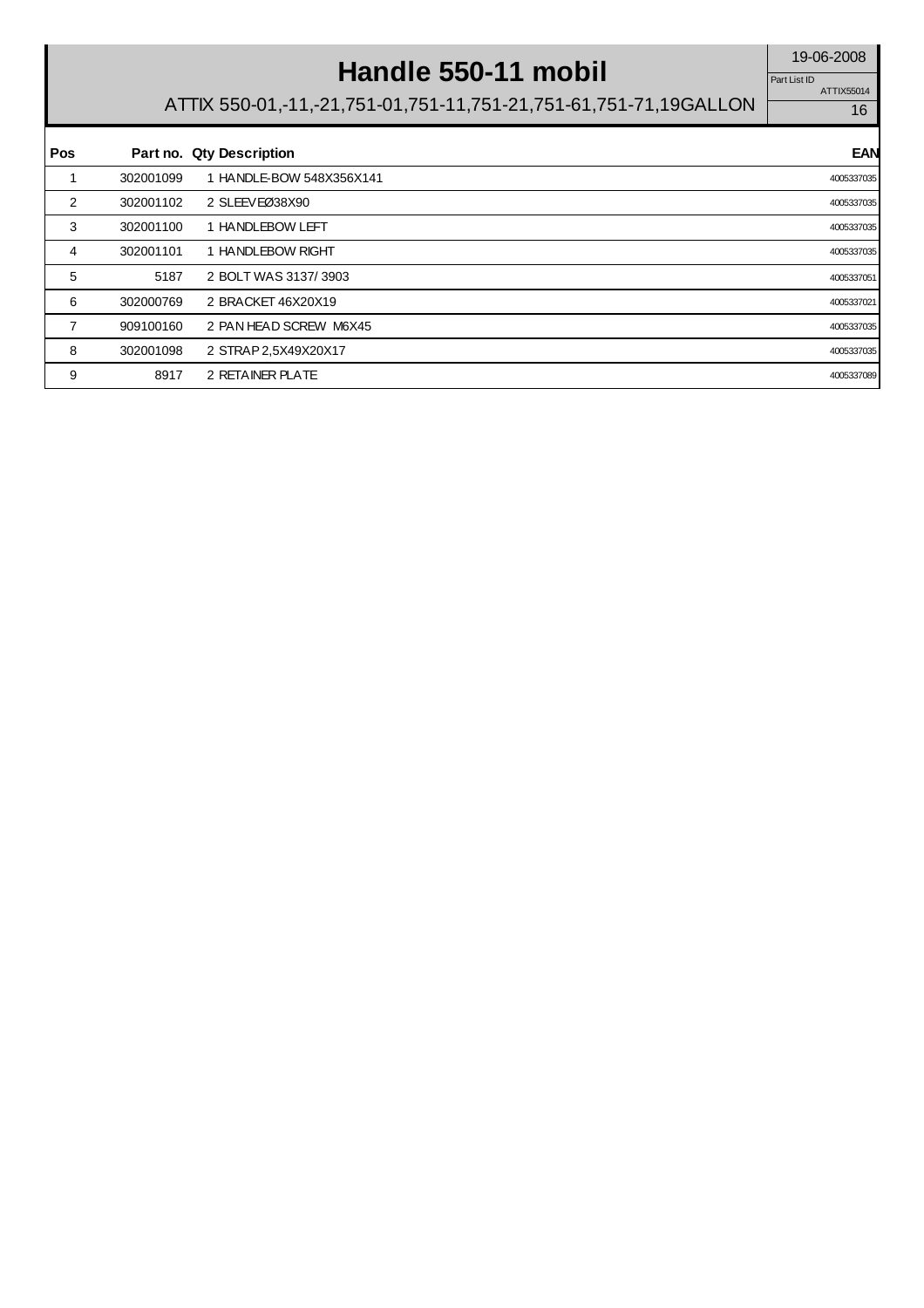# Handle 550-11 mobil

ATTIX 550-01,-11,-21,751-01,751-11,751-21,751-61,751-71,19GALLON

19-06-2008

Part List ID ATTIX55014

| Pos | Part no. | Qty | Description | EAN |
|---|---|---|---|---|
| 1 | 302001099 | 1 | HANDLE-BOW 548X356X141 | 4005337035 |
| 2 | 302001102 | 2 | SLEEVEØ38X90 | 4005337035 |
| 3 | 302001100 | 1 | HANDLEBOW LEFT | 4005337035 |
| 4 | 302001101 | 1 | HANDLEBOW RIGHT | 4005337035 |
| 5 | 5187 | 2 | BOLT WAS 3137/ 3903 | 4005337051 |
| 6 | 302000769 | 2 | BRACKET 46X20X19 | 4005337021 |
| 7 | 909100160 | 2 | PAN HEAD SCREW M6X45 | 4005337035 |
| 8 | 302001098 | 2 | STRAP 2,5X49X20X17 | 4005337035 |
| 9 | 8917 | 2 | RETAINER PLATE | 4005337089 |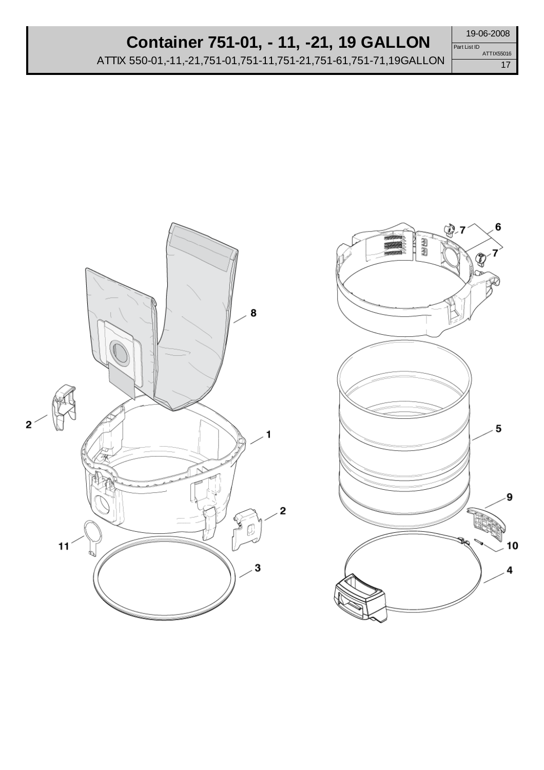# Container 751-01, - 11, -21, 19 GALLON

ATTIX 550-01,-11,-21,751-01,751-11,751-21,751-61,751-71,19GALLON

19-06-2008

Part List ID ATTIX55016

8

2

1

2

11

3

7

6

7

5

9

10

4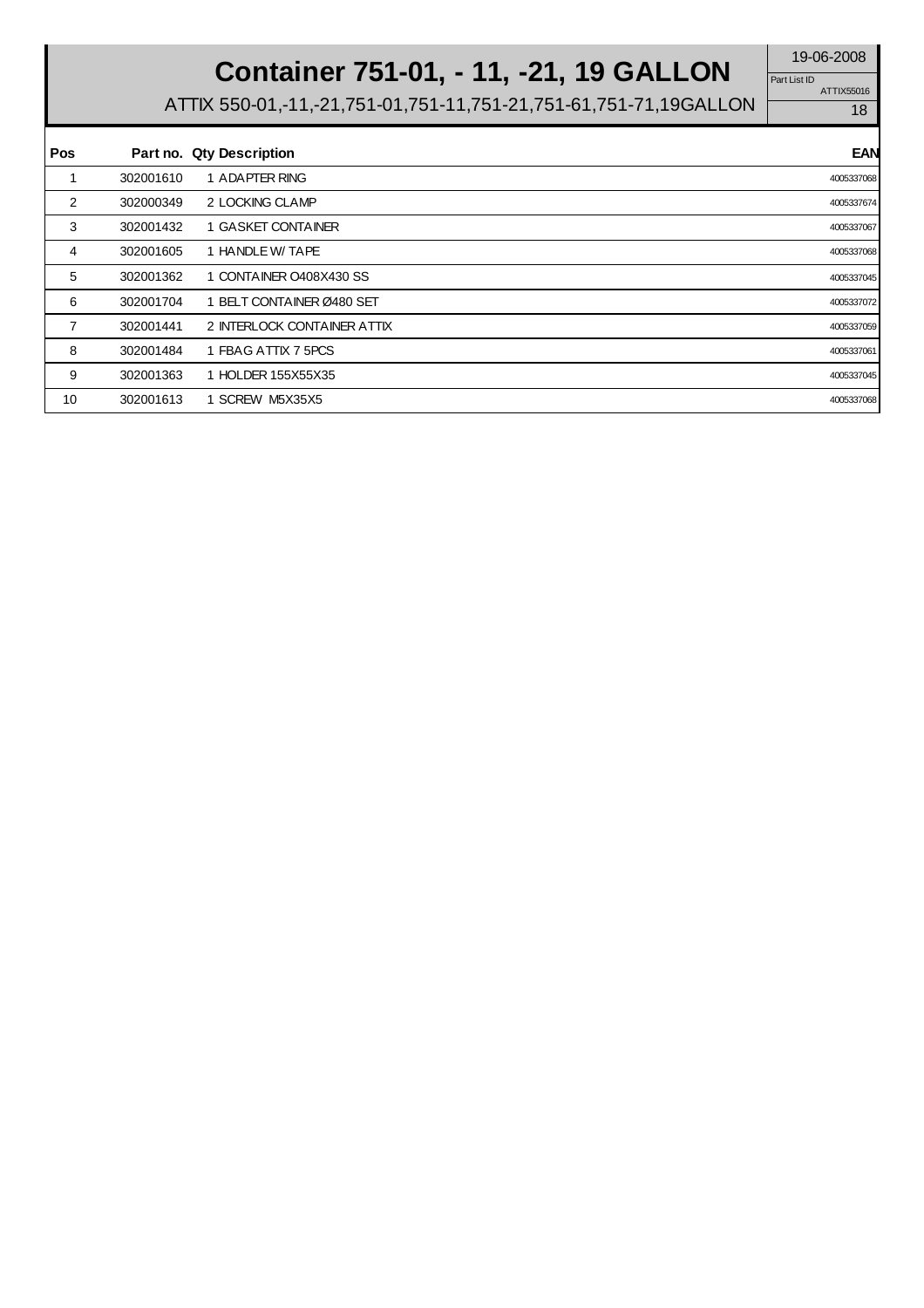# Container 751-01, - 11, -21, 19 GALLON

ATTIX 550-01,-11,-21,751-01,751-11,751-21,751-61,751-71,19GALLON

19-06-2008

Part List ID ATTIX55016

| Pos | Part no. | Qty | Description | EAN |
|---|---|---|---|---|
| 1 | 302001610 | 1 | ADAPTER RING | 4005337068 |
| 2 | 302000349 | 2 | LOCKING CLAMP | 4005337674 |
| 3 | 302001432 | 1 | GASKET CONTAINER | 4005337067 |
| 4 | 302001605 | 1 | HANDLE W/ TAPE | 4005337068 |
| 5 | 302001362 | 1 | CONTAINER O408X430 SS | 4005337045 |
| 6 | 302001704 | 1 | BELT CONTAINER Ø480 SET | 4005337072 |
| 7 | 302001441 | 2 | INTERLOCK CONTAINER ATTIX | 4005337059 |
| 8 | 302001484 | 1 | FBAG ATTIX 7 5PCS | 4005337061 |
| 9 | 302001363 | 1 | HOLDER 155X55X35 | 4005337045 |
| 10 | 302001613 | 1 | SCREW M5X35X5 | 4005337068 |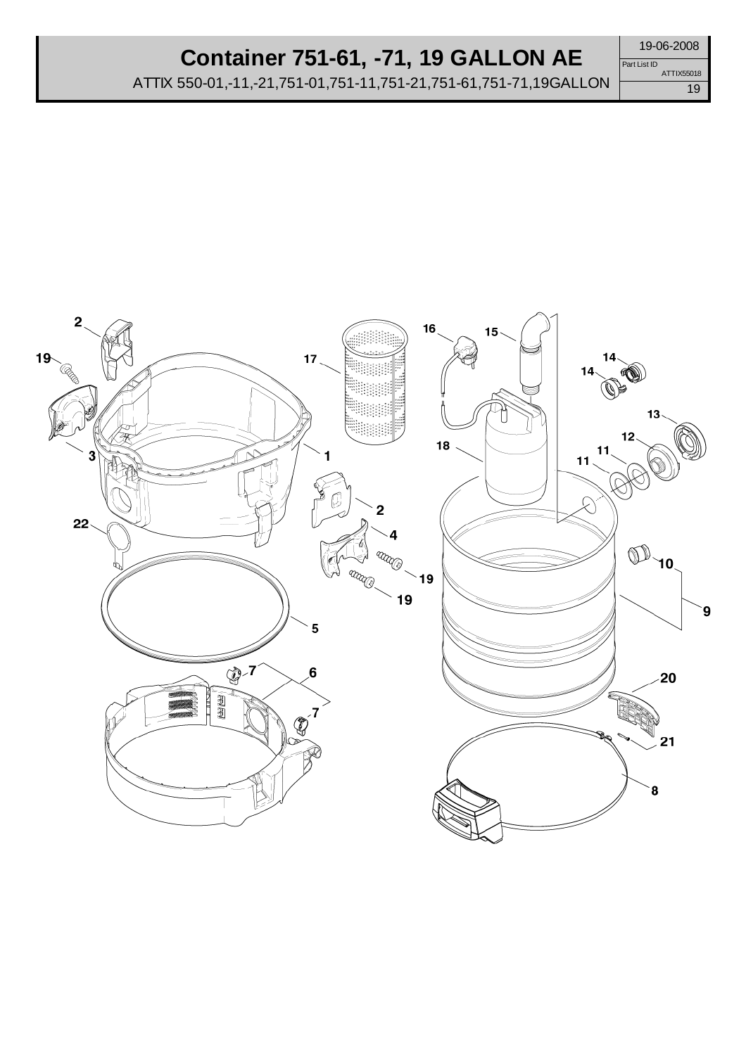# Container 751-61, -71, 19 GALLON AE

ATTIX 550-01,-11,-21,751-01,751-11,751-21,751-61,751-71,19GALLON

19-06-2008

Part List ID ATTIX55018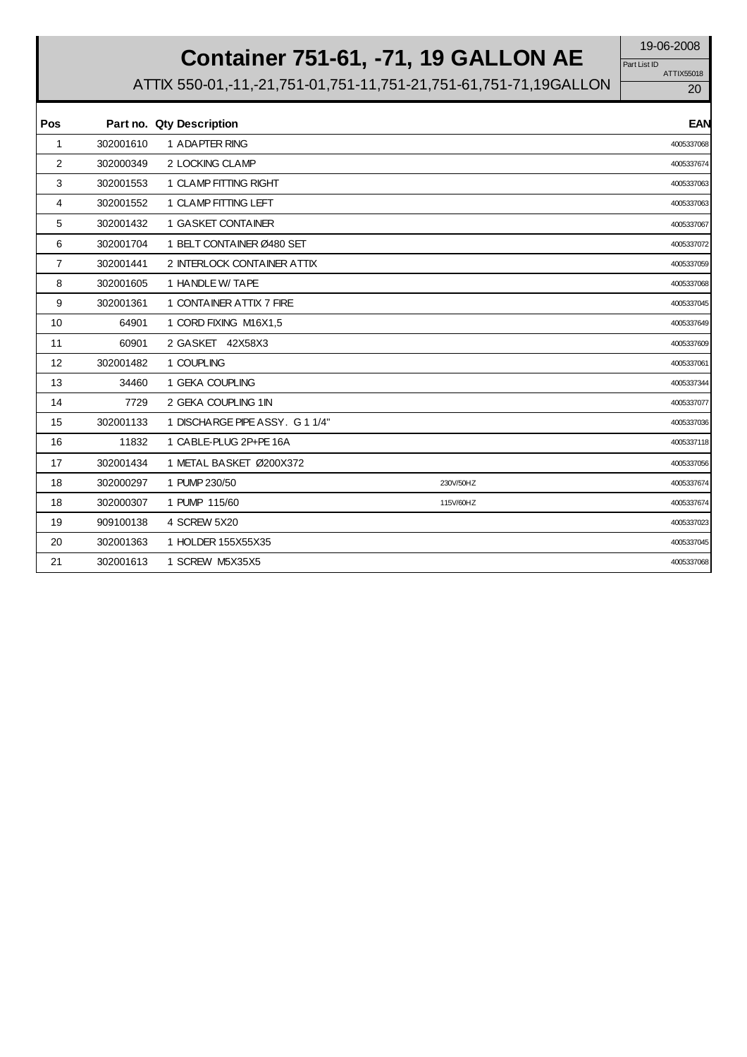# Container 751-61, -71, 19 GALLON AE

19-06-2008

Part List ID ATTIX55018

ATTIX 550-01,-11,-21,751-01,751-11,751-21,751-61,751-71,19GALLON

| Pos | Part no. | Qty | Description | | EAN |
|---|---|---|---|---|---|
| 1 | 302001610 | 1 | ADAPTER RING | | 4005337068 |
| 2 | 302000349 | 2 | LOCKING CLAMP | | 4005337674 |
| 3 | 302001553 | 1 | CLAMP FITTING RIGHT | | 4005337063 |
| 4 | 302001552 | 1 | CLAMP FITTING LEFT | | 4005337063 |
| 5 | 302001432 | 1 | GASKET CONTAINER | | 4005337067 |
| 6 | 302001704 | 1 | BELT CONTAINER Ø480 SET | | 4005337072 |
| 7 | 302001441 | 2 | INTERLOCK CONTAINER ATTIX | | 4005337059 |
| 8 | 302001605 | 1 | HANDLE W/ TAPE | | 4005337068 |
| 9 | 302001361 | 1 | CONTAINER ATTIX 7 FIRE | | 4005337045 |
| 10 | 64901 | 1 | CORD FIXING M16X1,5 | | 4005337649 |
| 11 | 60901 | 2 | GASKET 42X58X3 | | 4005337609 |
| 12 | 302001482 | 1 | COUPLING | | 4005337061 |
| 13 | 34460 | 1 | GEKA COUPLING | | 4005337344 |
| 14 | 7729 | 2 | GEKA COUPLING 1IN | | 4005337077 |
| 15 | 302001133 | 1 | DISCHARGE PIPE ASSY. G 1 1/4" | | 4005337036 |
| 16 | 11832 | 1 | CABLE-PLUG 2P+PE 16A | | 4005337118 |
| 17 | 302001434 | 1 | METAL BASKET Ø200X372 | | 4005337056 |
| 18 | 302000297 | 1 | PUMP 230/50 | 230V/50HZ | 4005337674 |
| 18 | 302000307 | 1 | PUMP 115/60 | 115V/60HZ | 4005337674 |
| 19 | 909100138 | 4 | SCREW 5X20 | | 4005337023 |
| 20 | 302001363 | 1 | HOLDER 155X55X35 | | 4005337045 |
| 21 | 302001613 | 1 | SCREW M5X35X5 | | 4005337068 |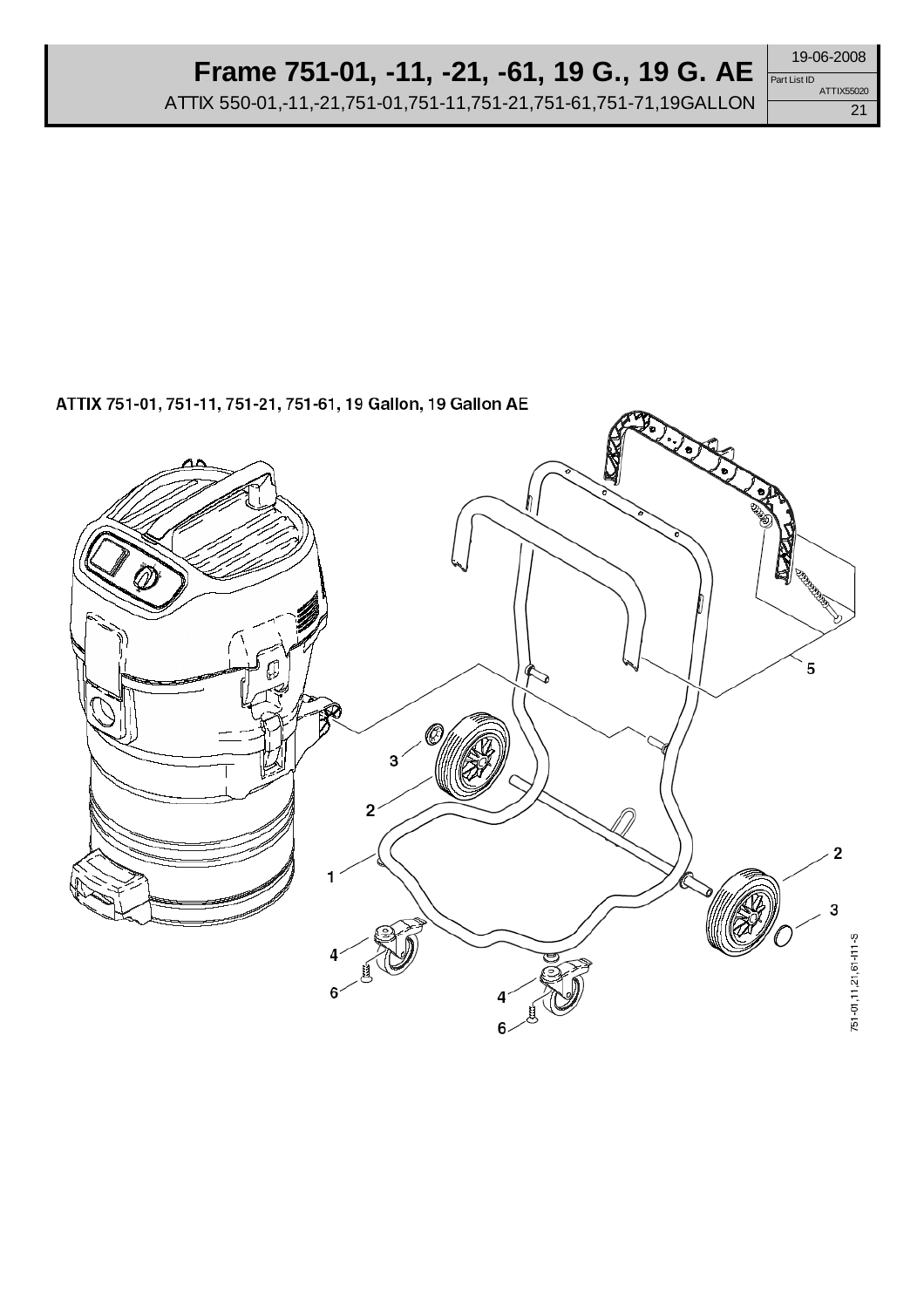# Frame 751-01, -11, -21, -61, 19 G., 19 G. AE

ATTIX 550-01,-11,-21,751-01,751-11,751-21,751-61,751-71,19GALLON

19-06-2008

Part List ID ATTIX55020

ATTIX 751-01, 751-11, 751-21, 751-61, 19 Gallon, 19 Gallon AE

1
2
3
4
5
6

751-01,11,21,61-I11-S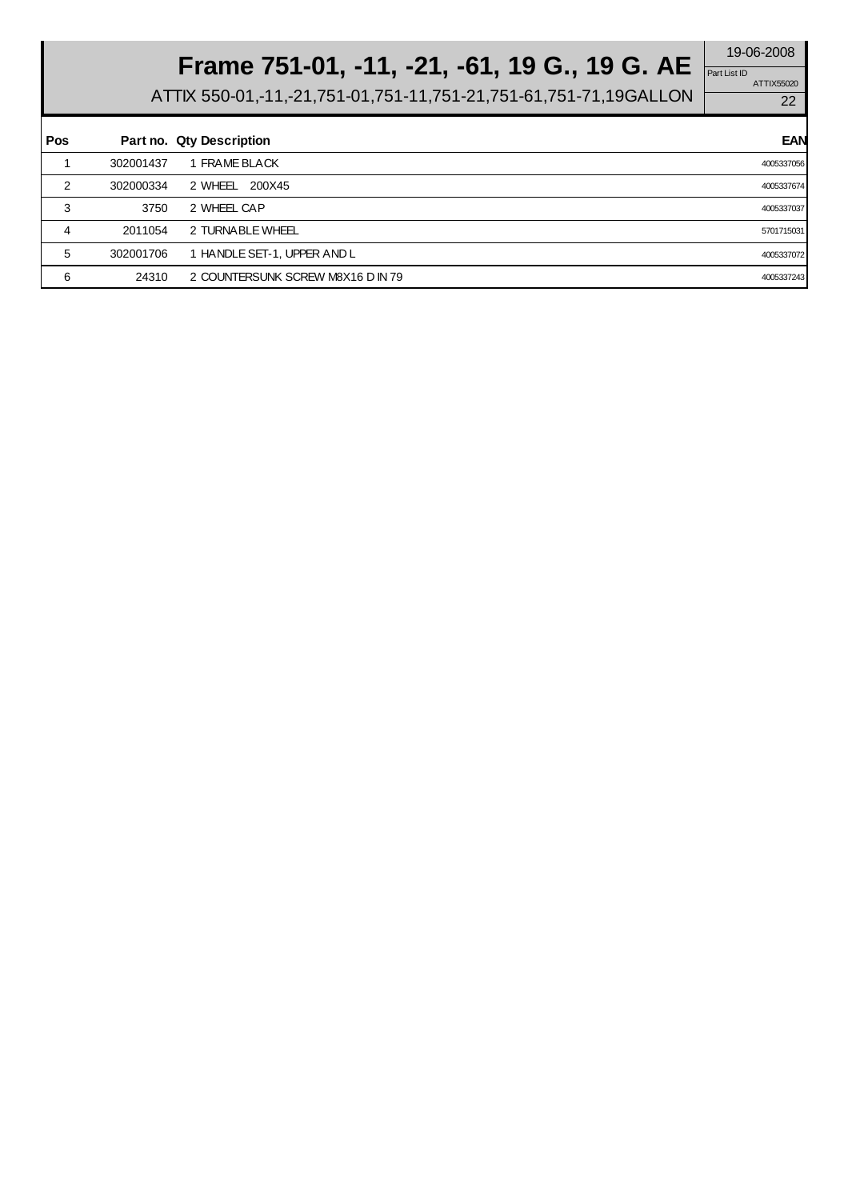# Frame 751-01, -11, -21, -61, 19 G., 19 G. AE

ATTIX 550-01,-11,-21,751-01,751-11,751-21,751-61,751-71,19GALLON

19-06-2008

Part List ID ATTIX55020

| Pos | Part no. | Qty | Description | EAN |
|---|---|---|---|---|
| 1 | 302001437 | 1 | FRAME BLACK | 4005337056 |
| 2 | 302000334 | 2 | WHEEL 200X45 | 4005337674 |
| 3 | 3750 | 2 | WHEEL CAP | 4005337037 |
| 4 | 2011054 | 2 | TURNABLE WHEEL | 5701715031 |
| 5 | 302001706 | 1 | HANDLE SET-1, UPPER AND L | 4005337072 |
| 6 | 24310 | 2 | COUNTERSUNK SCREW M8X16 DIN 79 | 4005337243 |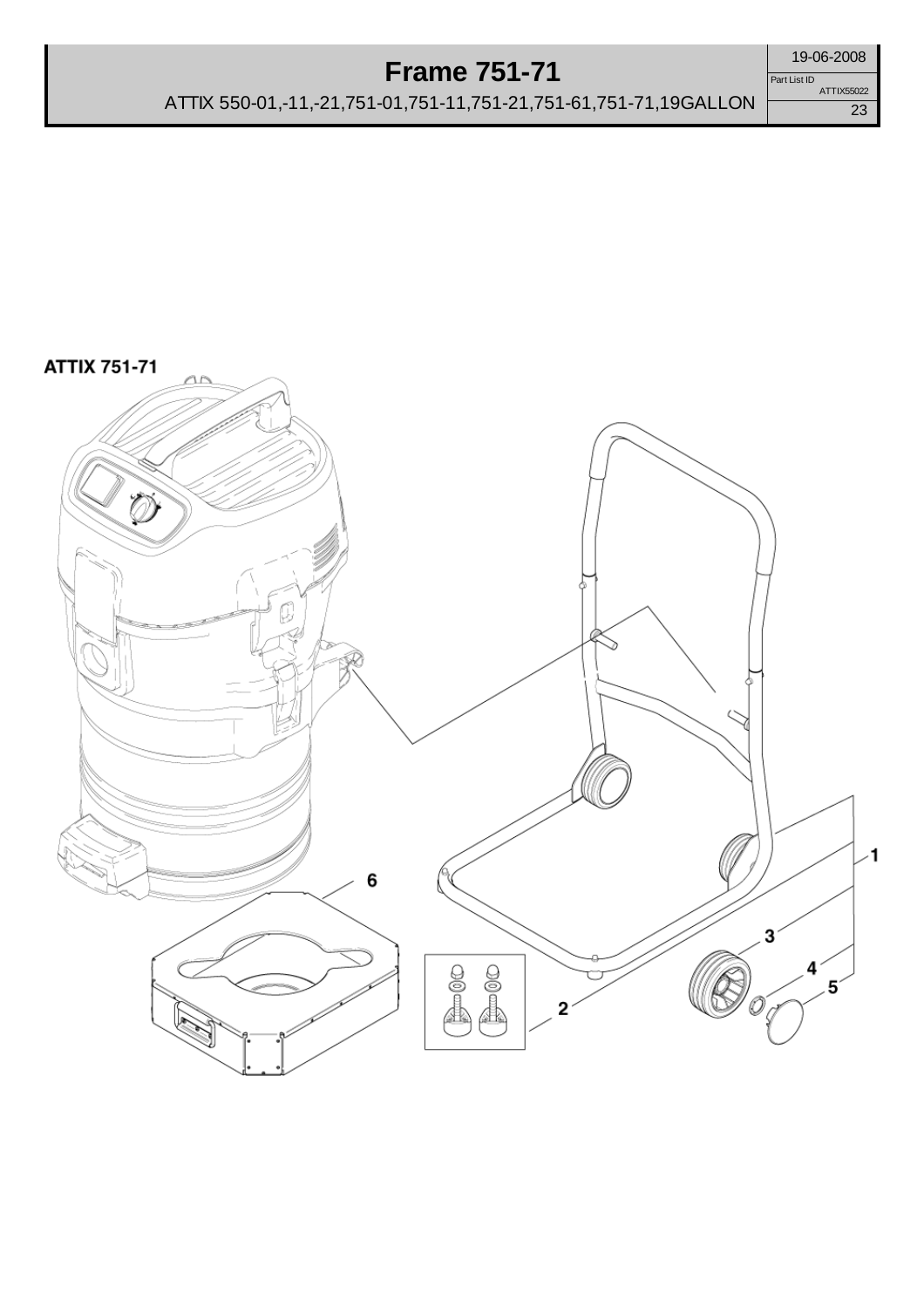# Frame 751-71

ATTIX 550-01,-11,-21,751-01,751-11,751-21,751-61,751-71,19GALLON

19-06-2008

Part List ID ATTIX55022

**ATTIX 751-71**

1

2

3

4

5

6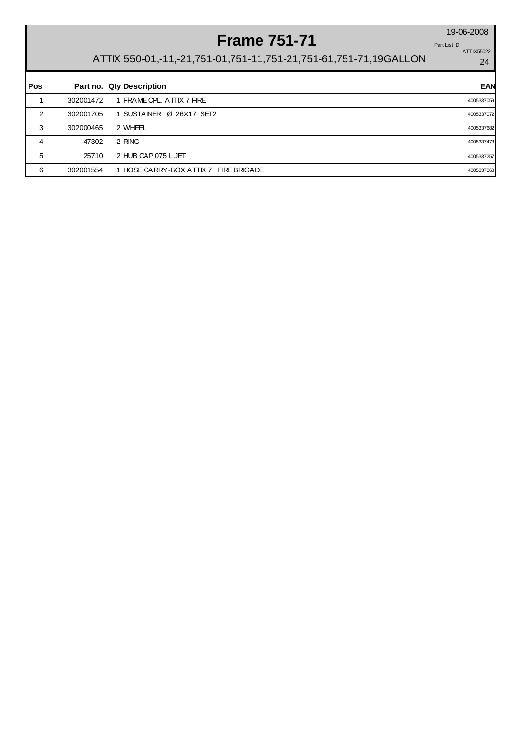# Frame 751-71

19-06-2008

Part List ID ATTIX55022

ATTIX 550-01,-11,-21,751-01,751-11,751-21,751-61,751-71,19GALLON

| Pos | Part no. | Qty | Description | EAN |
|---|---|---|---|---|
| 1 | 302001472 | 1 | FRAME CPL. ATTIX 7 FIRE | 4005337059 |
| 2 | 302001705 | 1 | SUSTAINER Ø 26X17 SET2 | 4005337072 |
| 3 | 302000465 | 2 | WHEEL | 4005337682 |
| 4 | 47302 | 2 | RING | 4005337473 |
| 5 | 25710 | 2 | HUB CAP 075 L JET | 4005337257 |
| 6 | 302001554 | 1 | HOSE CARRY-BOX ATTIX 7 FIRE BRIGADE | 4005337068 |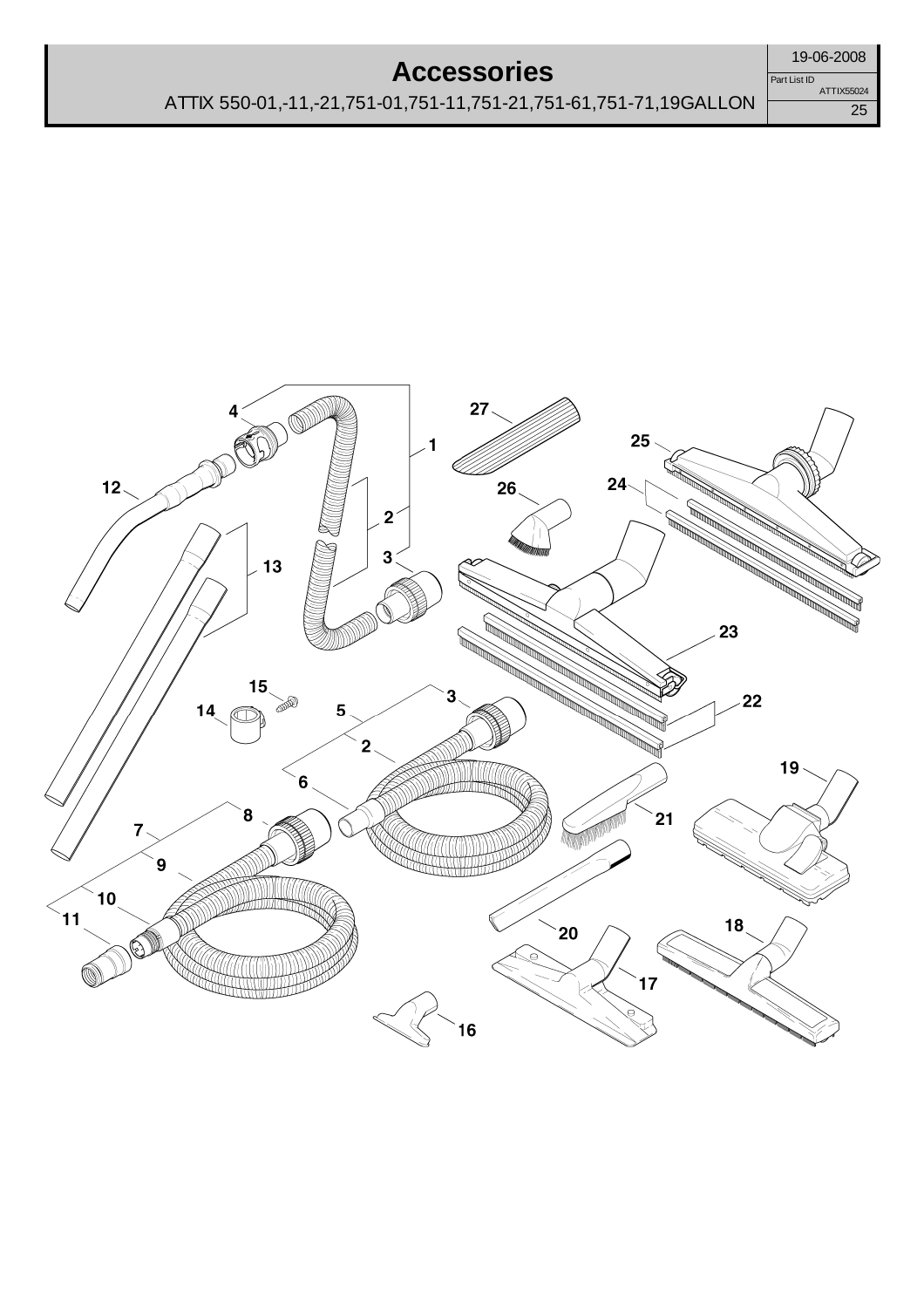# Accessories

ATTIX 550-01,-11,-21,751-01,751-11,751-21,751-61,751-71,19GALLON

19-06-2008

Part List ID ATTIX55024

4 1 27 25 12 26 24 2 3 13 23 15 3 22 14 5 2 19 6 21 8 7 9 10 11 20 18 17 16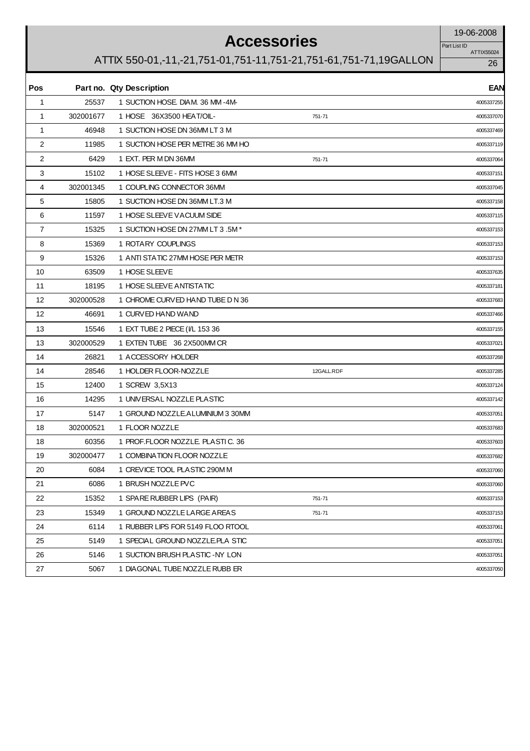# Accessories

ATTIX 550-01,-11,-21,751-01,751-11,751-21,751-61,751-71,19GALLON

19-06-2008

Part List ID ATTIX55024

| Pos | Part no. | Qty | Description | | EAN |
|---|---|---|---|---|---|
| 1 | 25537 | 1 | SUCTION HOSE. DIAM. 36 MM -4M- | | 4005337255 |
| 1 | 302001677 | 1 | HOSE 36X3500 HEAT/OIL- | 751-71 | 4005337070 |
| 1 | 46948 | 1 | SUCTION HOSE DN 36MM LT 3 M | | 4005337469 |
| 2 | 11985 | 1 | SUCTION HOSE PER METRE 36 MM HO | | 4005337119 |
| 2 | 6429 | 1 | EXT. PER M DN 36MM | 751-71 | 4005337064 |
| 3 | 15102 | 1 | HOSE SLEEVE - FITS HOSE 3 6MM | | 4005337151 |
| 4 | 302001345 | 1 | COUPLING CONNECTOR 36MM | | 4005337045 |
| 5 | 15805 | 1 | SUCTION HOSE DN 36MM LT.3 M | | 4005337158 |
| 6 | 11597 | 1 | HOSE SLEEVE VACUUM SIDE | | 4005337115 |
| 7 | 15325 | 1 | SUCTION HOSE DN 27MM LT 3 .5M * | | 4005337153 |
| 8 | 15369 | 1 | ROTARY COUPLINGS | | 4005337153 |
| 9 | 15326 | 1 | ANTI STATIC 27MM HOSE PER METR | | 4005337153 |
| 10 | 63509 | 1 | HOSE SLEEVE | | 4005337635 |
| 11 | 18195 | 1 | HOSE SLEEVE ANTISTATIC | | 4005337181 |
| 12 | 302000528 | 1 | CHROME CURVED HAND TUBE D N 36 | | 4005337683 |
| 12 | 46691 | 1 | CURVED HAND WAND | | 4005337466 |
| 13 | 15546 | 1 | EXT TUBE 2 PIECE (I/L 153 36 | | 4005337155 |
| 13 | 302000529 | 1 | EXTEN TUBE 36 2X500MM CR | | 4005337021 |
| 14 | 26821 | 1 | ACCESSORY HOLDER | | 4005337268 |
| 14 | 28546 | 1 | HOLDER FLOOR-NOZZLE | 12GALL.RDF | 4005337285 |
| 15 | 12400 | 1 | SCREW 3,5X13 | | 4005337124 |
| 16 | 14295 | 1 | UNIVERSAL NOZZLE PLASTIC | | 4005337142 |
| 17 | 5147 | 1 | GROUND NOZZLE.ALUMINIUM 3 30MM | | 4005337051 |
| 18 | 302000521 | 1 | FLOOR NOZZLE | | 4005337683 |
| 18 | 60356 | 1 | PROF.FLOOR NOZZLE. PLASTI C. 36 | | 4005337603 |
| 19 | 302000477 | 1 | COMBINATION FLOOR NOZZLE | | 4005337682 |
| 20 | 6084 | 1 | CREVICE TOOL PLASTIC 290M M | | 4005337060 |
| 21 | 6086 | 1 | BRUSH NOZZLE PVC | | 4005337060 |
| 22 | 15352 | 1 | SPARE RUBBER LIPS (PAIR) | 751-71 | 4005337153 |
| 23 | 15349 | 1 | GROUND NOZZLE LARGE AREAS | 751-71 | 4005337153 |
| 24 | 6114 | 1 | RUBBER LIPS FOR 5149 FLOO RTOOL | | 4005337061 |
| 25 | 5149 | 1 | SPECIAL GROUND NOZZLE.PLA STIC | | 4005337051 |
| 26 | 5146 | 1 | SUCTION BRUSH PLASTIC -NY LON | | 4005337051 |
| 27 | 5067 | 1 | DIAGONAL TUBE NOZZLE RUBB ER | | 4005337050 |